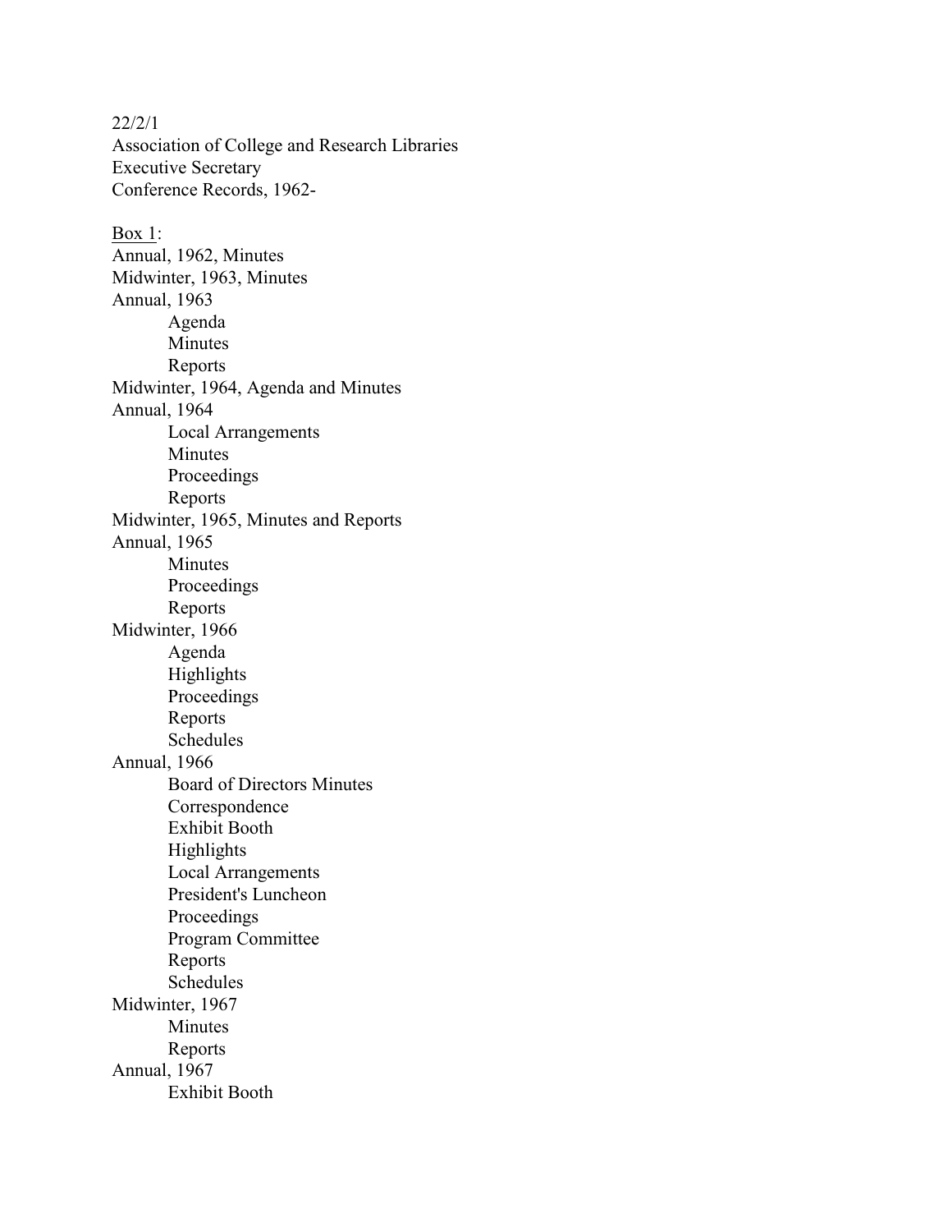22/2/1
Association of College and Research Libraries
Executive Secretary
Conference Records, 1962-

Box 1:

Annual, 1962, Minutes
Midwinter, 1963, Minutes
Annual, 1963
- Agenda
- Minutes
- Reports

Midwinter, 1964, Agenda and Minutes
Annual, 1964
- Local Arrangements
- Minutes
- Proceedings
- Reports

Midwinter, 1965, Minutes and Reports
Annual, 1965
- Minutes
- Proceedings
- Reports

Midwinter, 1966
- Agenda
- Highlights
- Proceedings
- Reports
- Schedules

Annual, 1966
- Board of Directors Minutes
- Correspondence
- Exhibit Booth
- Highlights
- Local Arrangements
- President's Luncheon
- Proceedings
- Program Committee
- Reports
- Schedules

Midwinter, 1967
- Minutes
- Reports

Annual, 1967
- Exhibit Booth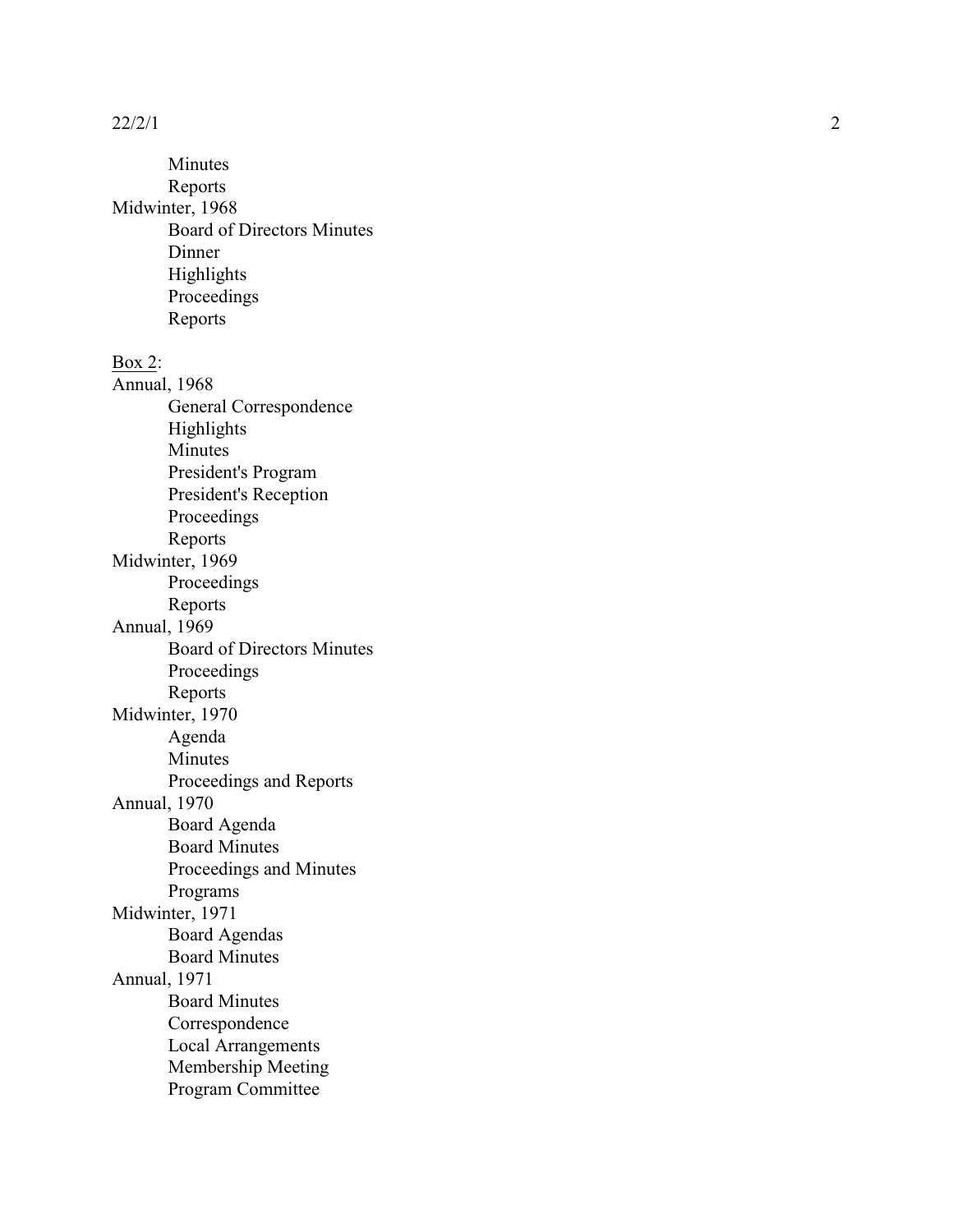Minutes
Reports

Midwinter, 1968
- Board of Directors Minutes
- Dinner
- Highlights
- Proceedings
- Reports

Box 2:

Annual, 1968
- General Correspondence
- Highlights
- Minutes
- President's Program
- President's Reception
- Proceedings
- Reports

Midwinter, 1969
- Proceedings
- Reports

Annual, 1969
- Board of Directors Minutes
- Proceedings
- Reports

Midwinter, 1970
- Agenda
- Minutes
- Proceedings and Reports

Annual, 1970
- Board Agenda
- Board Minutes
- Proceedings and Minutes
- Programs

Midwinter, 1971
- Board Agendas
- Board Minutes

Annual, 1971
- Board Minutes
- Correspondence
- Local Arrangements
- Membership Meeting
- Program Committee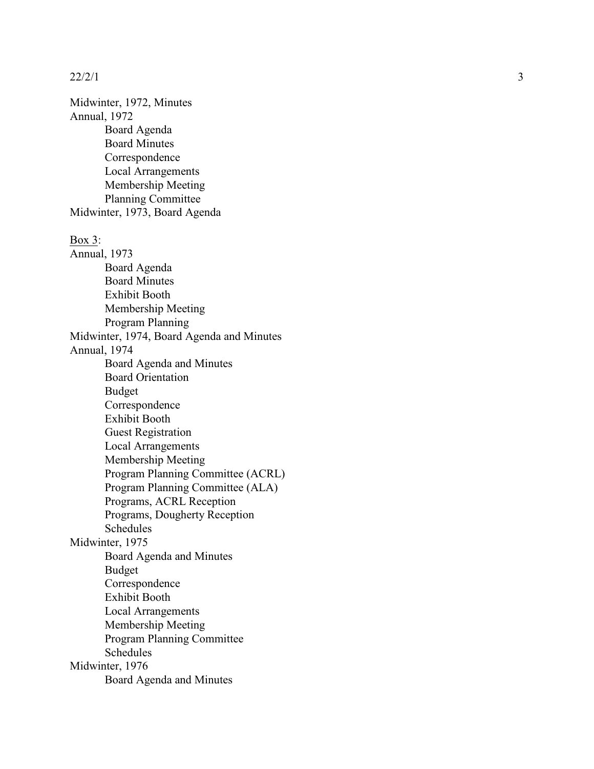Midwinter, 1972, Minutes
Annual, 1972
- Board Agenda
- Board Minutes
- Correspondence
- Local Arrangements
- Membership Meeting
- Planning Committee

Midwinter, 1973, Board Agenda

Box 3:

Annual, 1973
- Board Agenda
- Board Minutes
- Exhibit Booth
- Membership Meeting
- Program Planning

Midwinter, 1974, Board Agenda and Minutes

Annual, 1974
- Board Agenda and Minutes
- Board Orientation
- Budget
- Correspondence
- Exhibit Booth
- Guest Registration
- Local Arrangements
- Membership Meeting
- Program Planning Committee (ACRL)
- Program Planning Committee (ALA)
- Programs, ACRL Reception
- Programs, Dougherty Reception
- Schedules

Midwinter, 1975
- Board Agenda and Minutes
- Budget
- Correspondence
- Exhibit Booth
- Local Arrangements
- Membership Meeting
- Program Planning Committee
- Schedules

Midwinter, 1976
- Board Agenda and Minutes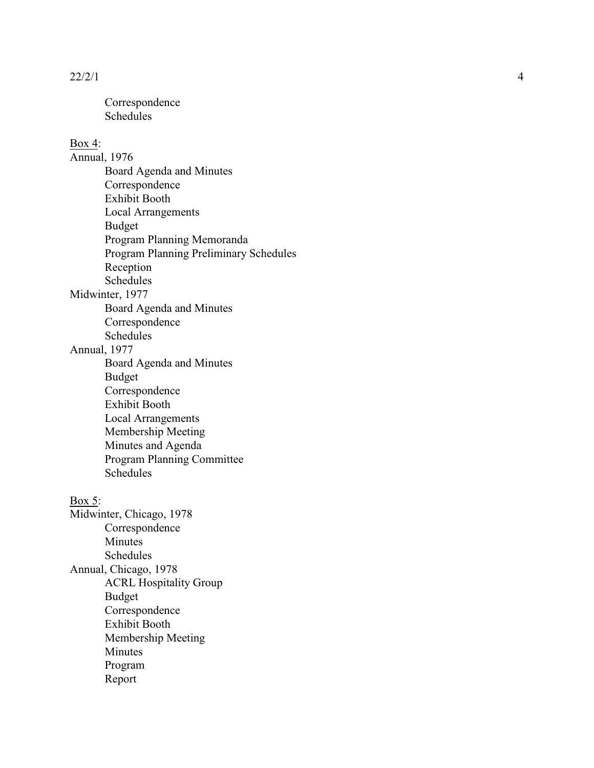Correspondence
    Schedules

<u>Box 4</u>:

Annual, 1976

- Board Agenda and Minutes
- Correspondence
- Exhibit Booth
- Local Arrangements
- Budget
- Program Planning Memoranda
- Program Planning Preliminary Schedules
- Reception
- Schedules

Midwinter, 1977

- Board Agenda and Minutes
- Correspondence
- Schedules

Annual, 1977

- Board Agenda and Minutes
- Budget
- Correspondence
- Exhibit Booth
- Local Arrangements
- Membership Meeting
- Minutes and Agenda
- Program Planning Committee
- Schedules

<u>Box 5</u>:

Midwinter, Chicago, 1978

- Correspondence
- Minutes
- Schedules

Annual, Chicago, 1978

- ACRL Hospitality Group
- Budget
- Correspondence
- Exhibit Booth
- Membership Meeting
- Minutes
- Program
- Report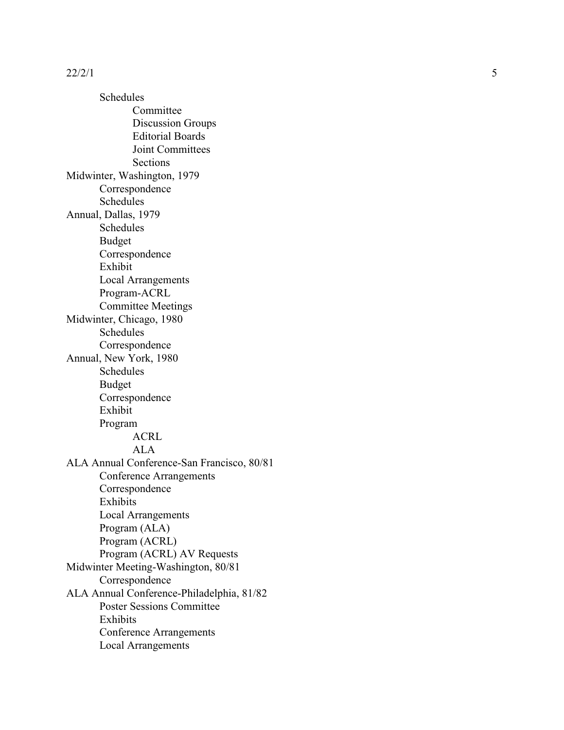- Schedules
  - Committee
  - Discussion Groups
  - Editorial Boards
  - Joint Committees
  - Sections

Midwinter, Washington, 1979
- Correspondence
- Schedules

Annual, Dallas, 1979
- Schedules
- Budget
- Correspondence
- Exhibit
- Local Arrangements
- Program-ACRL
- Committee Meetings

Midwinter, Chicago, 1980
- Schedules
- Correspondence

Annual, New York, 1980
- Schedules
- Budget
- Correspondence
- Exhibit
- Program
  - ACRL
  - ALA

ALA Annual Conference-San Francisco, 80/81
- Conference Arrangements
- Correspondence
- Exhibits
- Local Arrangements
- Program (ALA)
- Program (ACRL)
- Program (ACRL) AV Requests

Midwinter Meeting-Washington, 80/81
- Correspondence

ALA Annual Conference-Philadelphia, 81/82
- Poster Sessions Committee
- Exhibits
- Conference Arrangements
- Local Arrangements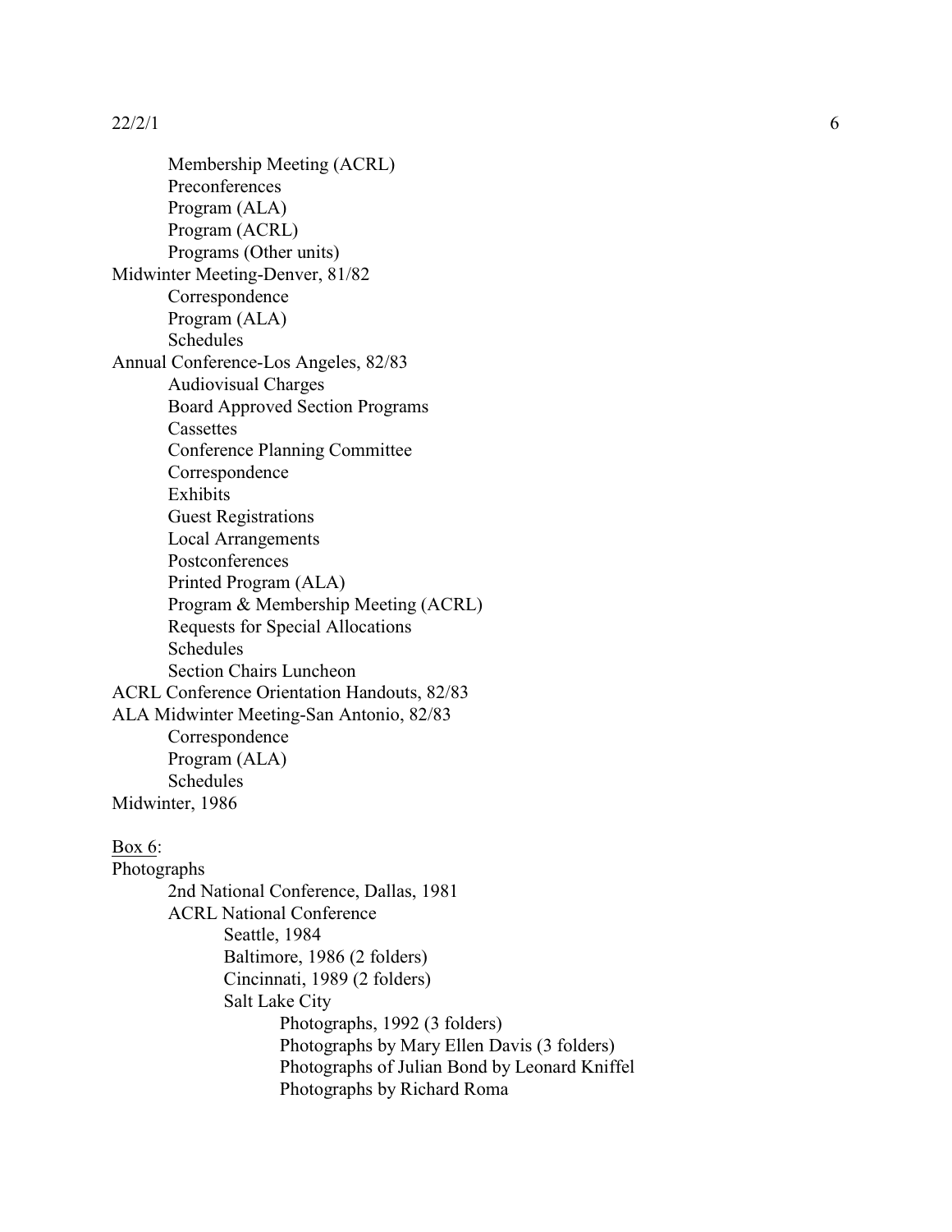Membership Meeting (ACRL)
Preconferences
Program (ALA)
Program (ACRL)
Programs (Other units)

Midwinter Meeting-Denver, 81/82
- Correspondence
- Program (ALA)
- Schedules

Annual Conference-Los Angeles, 82/83
- Audiovisual Charges
- Board Approved Section Programs
- Cassettes
- Conference Planning Committee
- Correspondence
- Exhibits
- Guest Registrations
- Local Arrangements
- Postconferences
- Printed Program (ALA)
- Program & Membership Meeting (ACRL)
- Requests for Special Allocations
- Schedules
- Section Chairs Luncheon

ACRL Conference Orientation Handouts, 82/83

ALA Midwinter Meeting-San Antonio, 82/83
- Correspondence
- Program (ALA)
- Schedules

Midwinter, 1986

<u>Box 6</u>:

Photographs
- 2nd National Conference, Dallas, 1981
- ACRL National Conference
  - Seattle, 1984
  - Baltimore, 1986 (2 folders)
  - Cincinnati, 1989 (2 folders)
  - Salt Lake City
    - Photographs, 1992 (3 folders)
    - Photographs by Mary Ellen Davis (3 folders)
    - Photographs of Julian Bond by Leonard Kniffel
    - Photographs by Richard Roma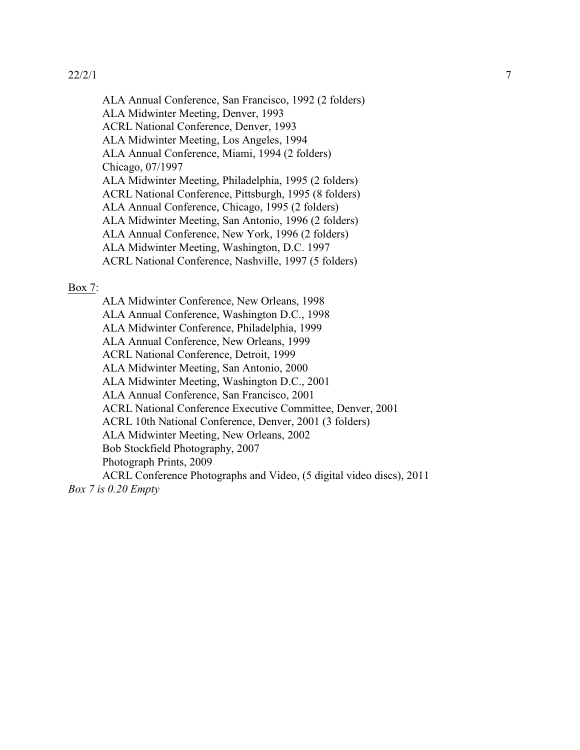ALA Annual Conference, San Francisco, 1992 (2 folders)
ALA Midwinter Meeting, Denver, 1993
ACRL National Conference, Denver, 1993
ALA Midwinter Meeting, Los Angeles, 1994
ALA Annual Conference, Miami, 1994 (2 folders)
Chicago, 07/1997
ALA Midwinter Meeting, Philadelphia, 1995 (2 folders)
ACRL National Conference, Pittsburgh, 1995 (8 folders)
ALA Annual Conference, Chicago, 1995 (2 folders)
ALA Midwinter Meeting, San Antonio, 1996 (2 folders)
ALA Annual Conference, New York, 1996 (2 folders)
ALA Midwinter Meeting, Washington, D.C. 1997
ACRL National Conference, Nashville, 1997 (5 folders)

<u>Box 7</u>:

ALA Midwinter Conference, New Orleans, 1998
ALA Annual Conference, Washington D.C., 1998
ALA Midwinter Conference, Philadelphia, 1999
ALA Annual Conference, New Orleans, 1999
ACRL National Conference, Detroit, 1999
ALA Midwinter Meeting, San Antonio, 2000
ALA Midwinter Meeting, Washington D.C., 2001
ALA Annual Conference, San Francisco, 2001
ACRL National Conference Executive Committee, Denver, 2001
ACRL 10th National Conference, Denver, 2001 (3 folders)
ALA Midwinter Meeting, New Orleans, 2002
Bob Stockfield Photography, 2007
Photograph Prints, 2009
ACRL Conference Photographs and Video, (5 digital video discs), 2011

*Box 7 is 0.20 Empty*